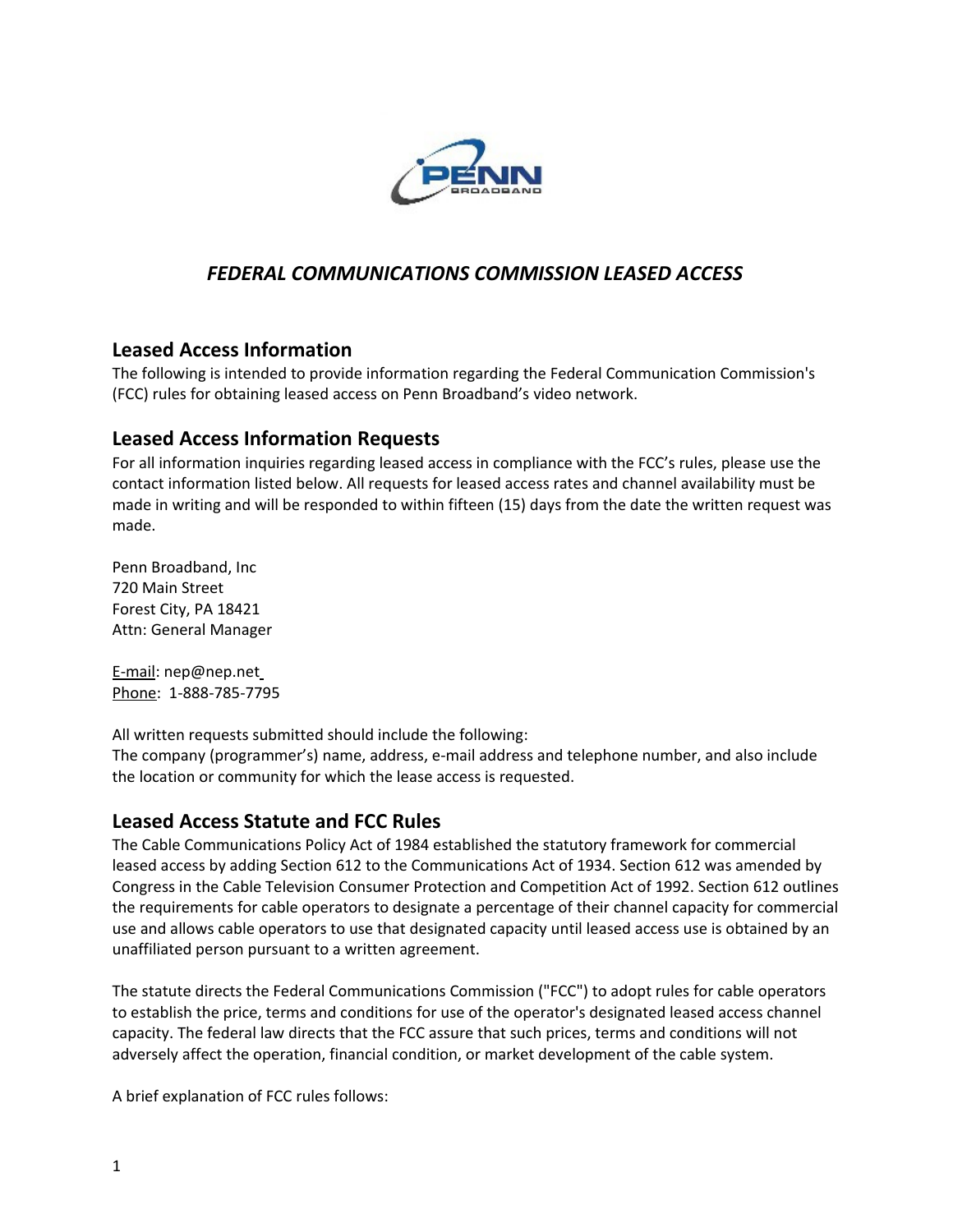# *FEDERAL COMMUNICATIONS COMMISSION LEASED ACCESS*

## Leased Access Information

The following is intended to provide information regarding the Federal Communication Commission's (FCC) rules for obtaining leased access on Penn Broadband's video network.

## Leased Access Information Requests

For all information inquiries regarding leased access in compliance with the FCC's rules, please use the contact information listed below. All requests for leased access rates and channel availability must be made in writing and will be responded to within fifteen (15) days from the date the written request was made.

Penn Broadband, Inc
720 Main Street
Forest City, PA 18421
Attn: General Manager

E-mail: nep@nep.net
Phone: 1-888-785-7795

All written requests submitted should include the following:
The company (programmer's) name, address, e-mail address and telephone number, and also include the location or community for which the lease access is requested.

## Leased Access Statute and FCC Rules

The Cable Communications Policy Act of 1984 established the statutory framework for commercial leased access by adding Section 612 to the Communications Act of 1934. Section 612 was amended by Congress in the Cable Television Consumer Protection and Competition Act of 1992. Section 612 outlines the requirements for cable operators to designate a percentage of their channel capacity for commercial use and allows cable operators to use that designated capacity until leased access use is obtained by an unaffiliated person pursuant to a written agreement.

The statute directs the Federal Communications Commission ("FCC") to adopt rules for cable operators to establish the price, terms and conditions for use of the operator's designated leased access channel capacity. The federal law directs that the FCC assure that such prices, terms and conditions will not adversely affect the operation, financial condition, or market development of the cable system.

A brief explanation of FCC rules follows: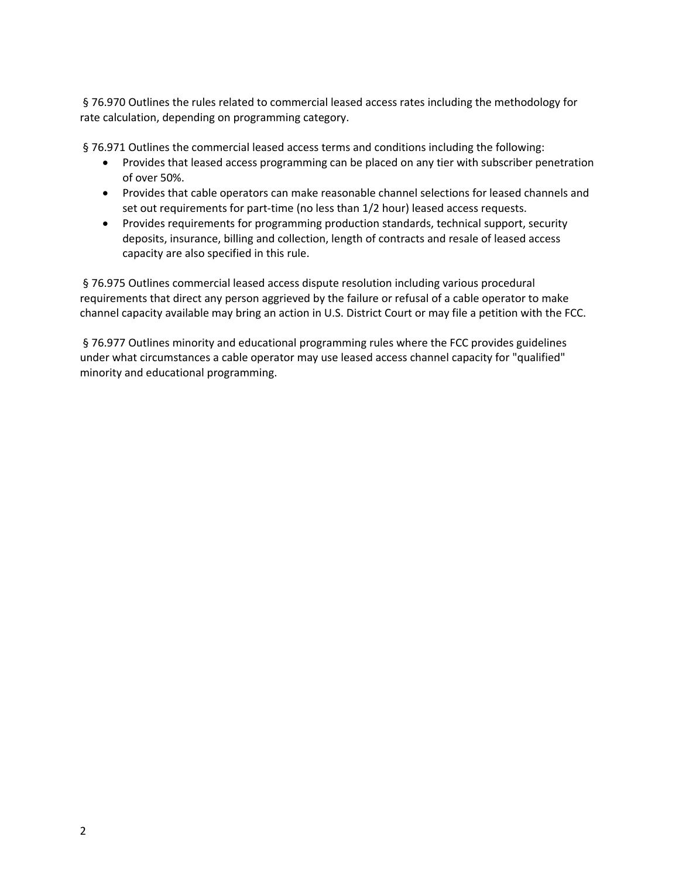§ 76.970 Outlines the rules related to commercial leased access rates including the methodology for rate calculation, depending on programming category.

§ 76.971 Outlines the commercial leased access terms and conditions including the following:

- Provides that leased access programming can be placed on any tier with subscriber penetration of over 50%.
- Provides that cable operators can make reasonable channel selections for leased channels and set out requirements for part-time (no less than 1/2 hour) leased access requests.
- Provides requirements for programming production standards, technical support, security deposits, insurance, billing and collection, length of contracts and resale of leased access capacity are also specified in this rule.

§ 76.975 Outlines commercial leased access dispute resolution including various procedural requirements that direct any person aggrieved by the failure or refusal of a cable operator to make channel capacity available may bring an action in U.S. District Court or may file a petition with the FCC.

§ 76.977 Outlines minority and educational programming rules where the FCC provides guidelines under what circumstances a cable operator may use leased access channel capacity for "qualified" minority and educational programming.